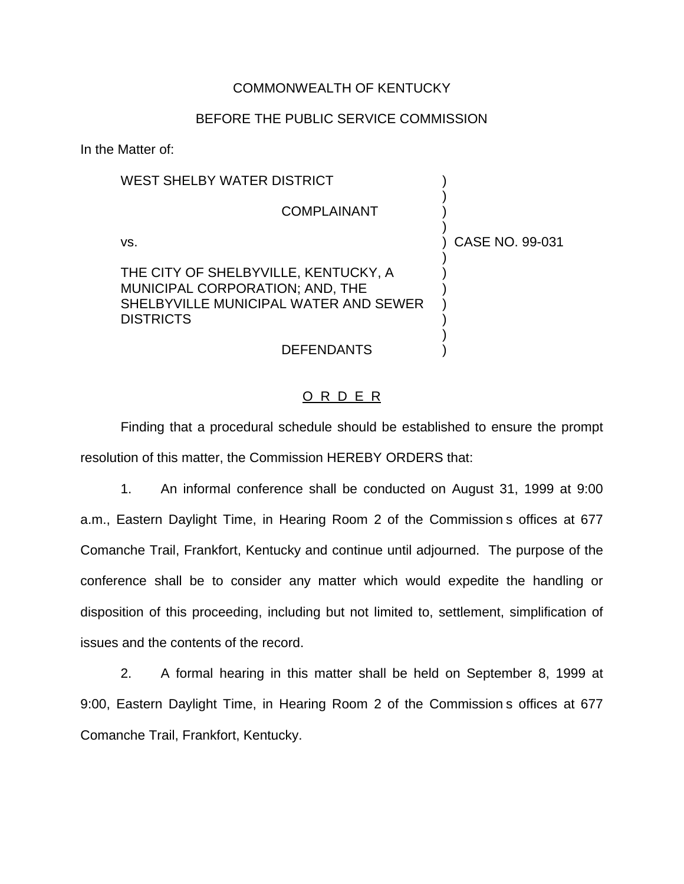COMMONWEALTH OF KENTUCKY

BEFORE THE PUBLIC SERVICE COMMISSION

In the Matter of:

| | | |
|---|---|---|
| WEST SHELBY WATER DISTRICT<br><br>COMPLAINANT<br><br>vs.<br><br>THE CITY OF SHELBYVILLE, KENTUCKY, A MUNICIPAL CORPORATION; AND, THE SHELBYVILLE MUNICIPAL WATER AND SEWER DISTRICTS<br><br>DEFENDANTS | ) | CASE NO. 99-031 |

O R D E R

Finding that a procedural schedule should be established to ensure the prompt resolution of this matter, the Commission HEREBY ORDERS that:

1. An informal conference shall be conducted on August 31, 1999 at 9:00 a.m., Eastern Daylight Time, in Hearing Room 2 of the Commission s offices at 677 Comanche Trail, Frankfort, Kentucky and continue until adjourned. The purpose of the conference shall be to consider any matter which would expedite the handling or disposition of this proceeding, including but not limited to, settlement, simplification of issues and the contents of the record.

2. A formal hearing in this matter shall be held on September 8, 1999 at 9:00, Eastern Daylight Time, in Hearing Room 2 of the Commission s offices at 677 Comanche Trail, Frankfort, Kentucky.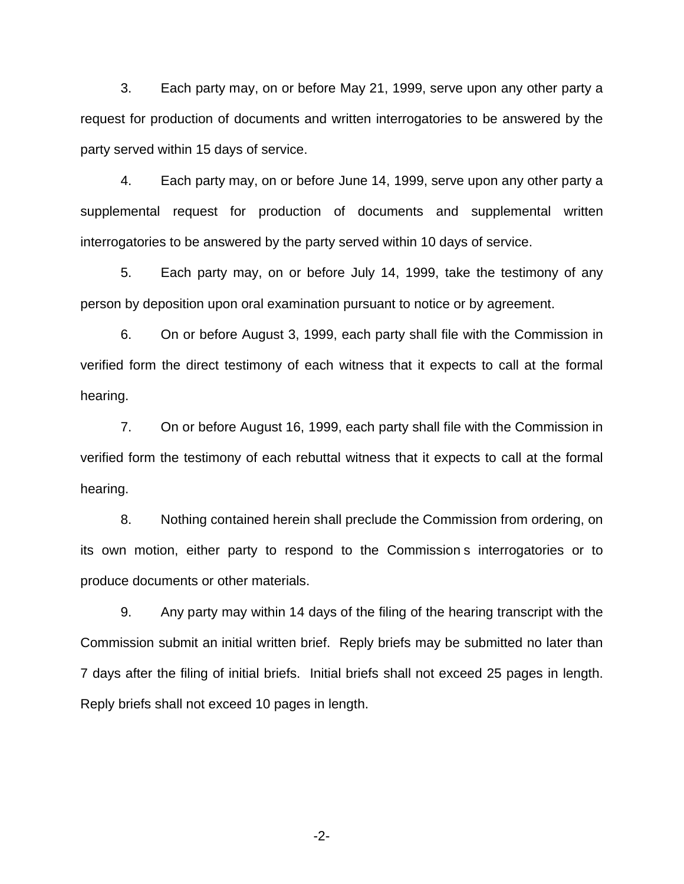3. Each party may, on or before May 21, 1999, serve upon any other party a request for production of documents and written interrogatories to be answered by the party served within 15 days of service.

4. Each party may, on or before June 14, 1999, serve upon any other party a supplemental request for production of documents and supplemental written interrogatories to be answered by the party served within 10 days of service.

5. Each party may, on or before July 14, 1999, take the testimony of any person by deposition upon oral examination pursuant to notice or by agreement.

6. On or before August 3, 1999, each party shall file with the Commission in verified form the direct testimony of each witness that it expects to call at the formal hearing.

7. On or before August 16, 1999, each party shall file with the Commission in verified form the testimony of each rebuttal witness that it expects to call at the formal hearing.

8. Nothing contained herein shall preclude the Commission from ordering, on its own motion, either party to respond to the Commission s interrogatories or to produce documents or other materials.

9. Any party may within 14 days of the filing of the hearing transcript with the Commission submit an initial written brief. Reply briefs may be submitted no later than 7 days after the filing of initial briefs. Initial briefs shall not exceed 25 pages in length. Reply briefs shall not exceed 10 pages in length.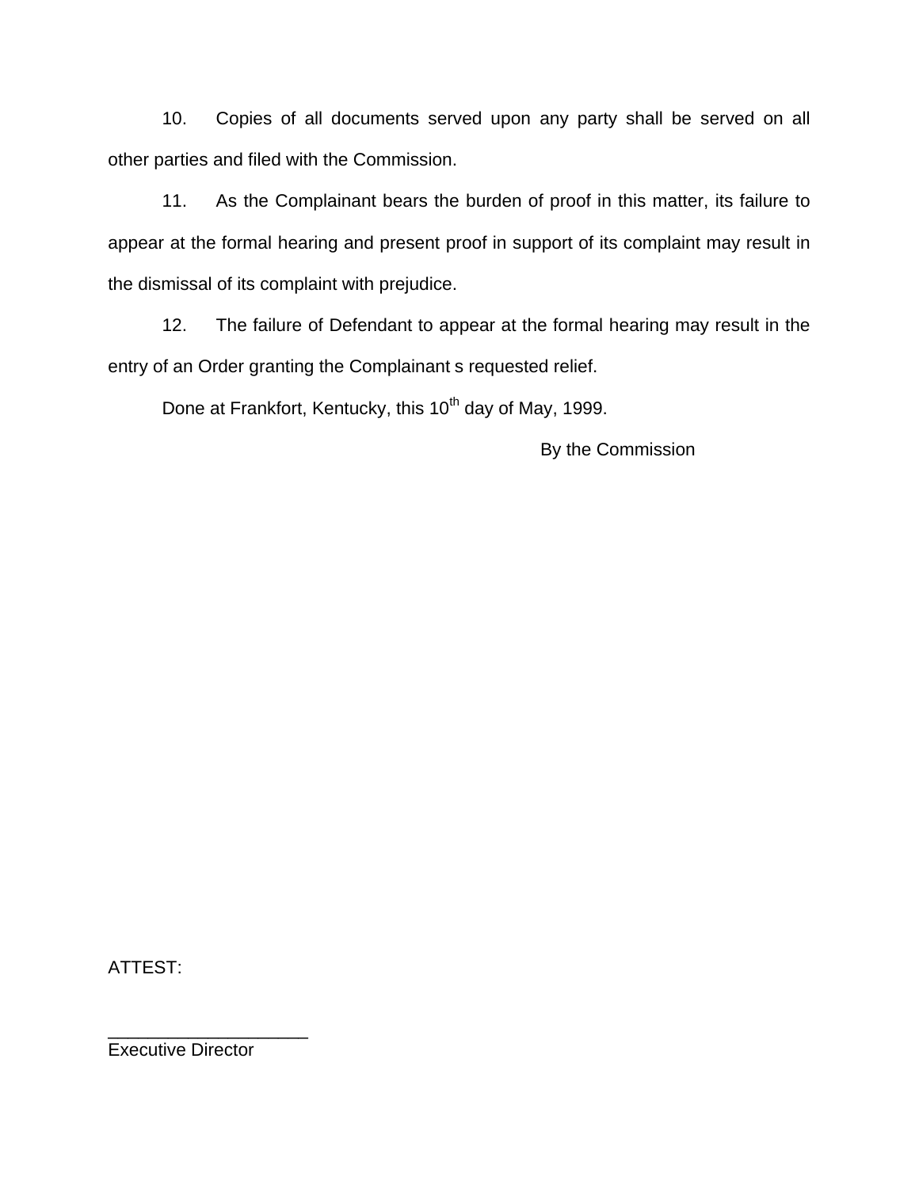10. Copies of all documents served upon any party shall be served on all other parties and filed with the Commission.

11. As the Complainant bears the burden of proof in this matter, its failure to appear at the formal hearing and present proof in support of its complaint may result in the dismissal of its complaint with prejudice.

12. The failure of Defendant to appear at the formal hearing may result in the entry of an Order granting the Complainant s requested relief.

Done at Frankfort, Kentucky, this 10th day of May, 1999.

By the Commission

ATTEST:

____________________
Executive Director